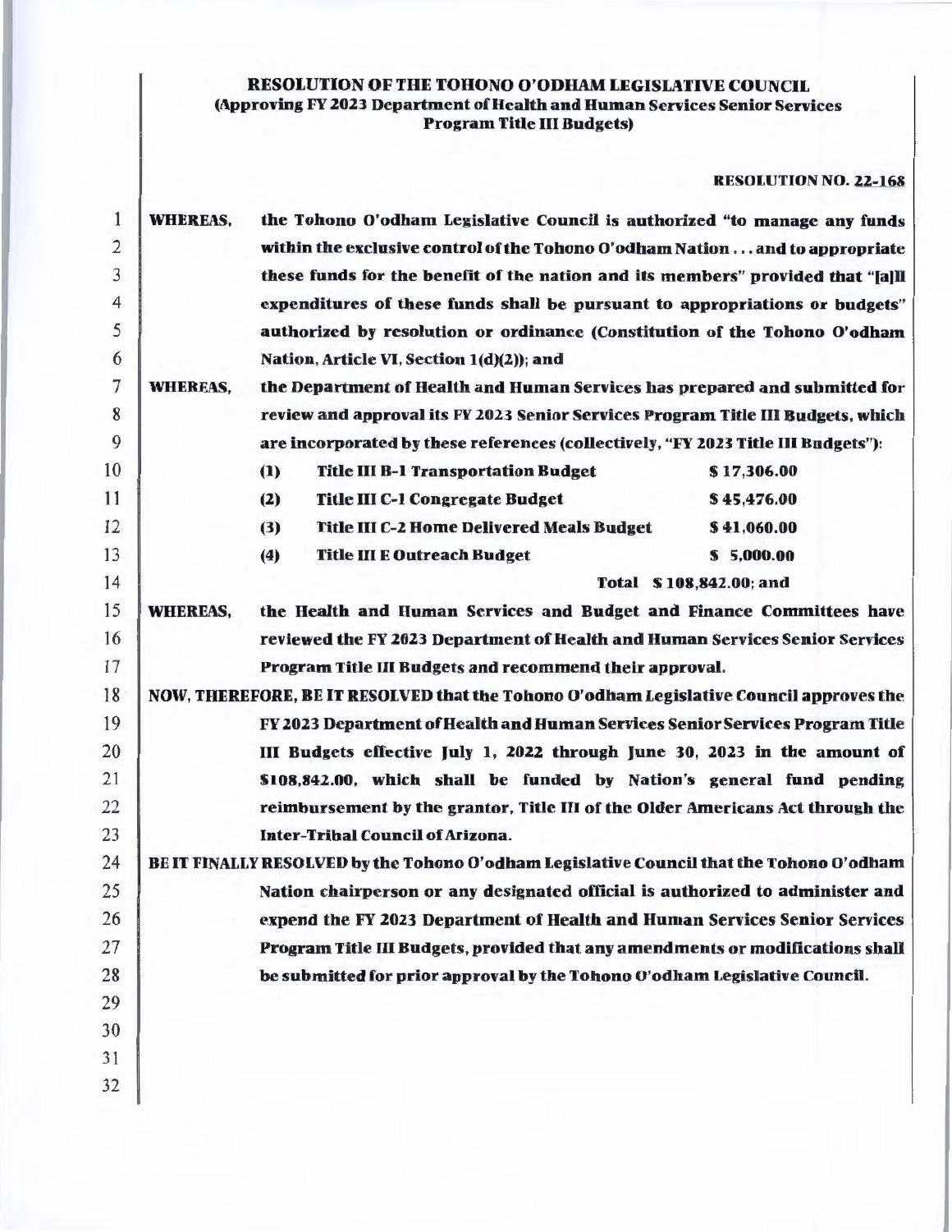**RESOLUTION OF THE TOHONO O'ODHAM LEGISLATIVE COUNCIL**
**(Approving FY 2023 Department of Health and Human Services Senior Services Program Title III Budgets)**

**RESOLUTION NO. 22-168**

**WHEREAS,** the Tohono O'odham Legislative Council is authorized "to manage any funds within the exclusive control of the Tohono O'odham Nation . . . and to appropriate these funds for the benefit of the nation and its members" provided that "[a]ll expenditures of these funds shall be pursuant to appropriations or budgets" authorized by resolution or ordinance (Constitution of the Tohono O'odham Nation, Article VI, Section 1(d)(2)); and

**WHEREAS,** the Department of Health and Human Services has prepared and submitted for review and approval its FY 2023 Senior Services Program Title III Budgets, which are incorporated by these references (collectively, "FY 2023 Title III Budgets"):

| | | |
|---|---|---|
| (1) | Title III B-1 Transportation Budget | $ 17,306.00 |
| (2) | Title III C-1 Congregate Budget | $ 45,476.00 |
| (3) | Title III C-2 Home Delivered Meals Budget | $ 41,060.00 |
| (4) | Title III E Outreach Budget | $ 5,000.00 |
| | Total | $ 108,842.00; and |

**WHEREAS,** the Health and Human Services and Budget and Finance Committees have reviewed the FY 2023 Department of Health and Human Services Senior Services Program Title III Budgets and recommend their approval.

**NOW, THEREFORE, BE IT RESOLVED** that the Tohono O'odham Legislative Council approves the FY 2023 Department of Health and Human Services Senior Services Program Title III Budgets effective July 1, 2022 through June 30, 2023 in the amount of $108,842.00, which shall be funded by Nation's general fund pending reimbursement by the grantor, Title III of the Older Americans Act through the Inter-Tribal Council of Arizona.

**BE IT FINALLY RESOLVED** by the Tohono O'odham Legislative Council that the Tohono O'odham Nation chairperson or any designated official is authorized to administer and expend the FY 2023 Department of Health and Human Services Senior Services Program Title III Budgets, provided that any amendments or modifications shall be submitted for prior approval by the Tohono O'odham Legislative Council.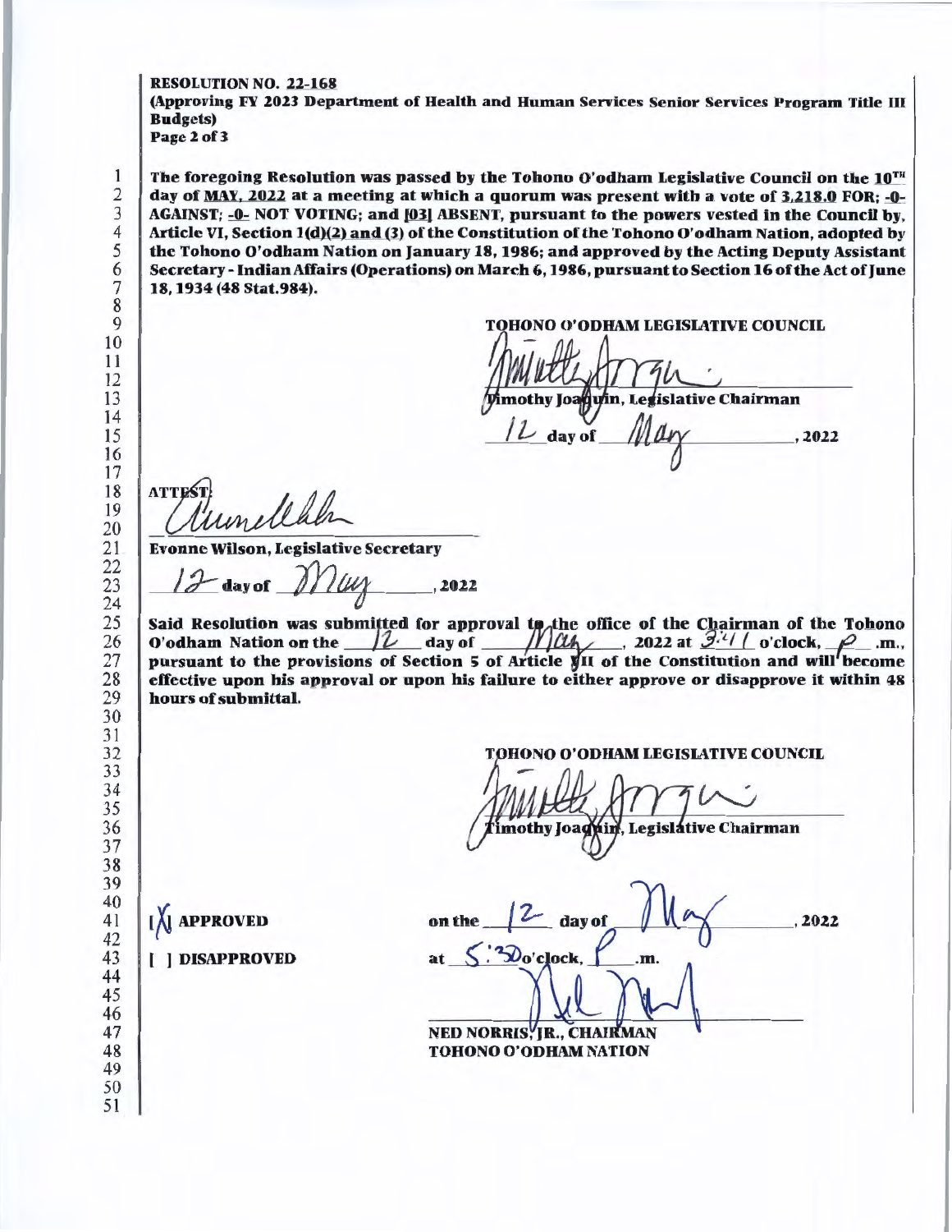**RESOLUTION NO. 22-168**
**(Approving FY 2023 Department of Health and Human Services Senior Services Program Title III Budgets)**
**Page 2 of 3**

**The foregoing Resolution was passed by the Tohono O'odham Legislative Council on the 10TH day of MAY, 2022 at a meeting at which a quorum was present with a vote of 3,218.0 FOR; -0- AGAINST; -0- NOT VOTING; and [03] ABSENT, pursuant to the powers vested in the Council by, Article VI, Section 1(d)(2) and (3) of the Constitution of the Tohono O'odham Nation, adopted by the Tohono O'odham Nation on January 18, 1986; and approved by the Acting Deputy Assistant Secretary - Indian Affairs (Operations) on March 6, 1986, pursuant to Section 16 of the Act of June 18, 1934 (48 Stat.984).**

**TOHONO O'ODHAM LEGISLATIVE COUNCIL**

**Timothy Joaquin, Legislative Chairman**

12 **day of** May **, 2022**

**ATTEST:**

**Evonne Wilson, Legislative Secretary**

12 **day of** May **, 2022**

**Said Resolution was submitted for approval to the office of the Chairman of the Tohono O'odham Nation on the** 12 **day of** May**, 2022 at** 3:41 **o'clock,** P **.m., pursuant to the provisions of Section 5 of Article VII of the Constitution and will become effective upon his approval or upon his failure to either approve or disapprove it within 48 hours of submittal.**

**TOHONO O'ODHAM LEGISLATIVE COUNCIL**

**Timothy Joaquin, Legislative Chairman**

**[X] APPROVED** on the 12 day of May, 2022

**[ ] DISAPPROVED** at 5:30 o'clock, P .m.

**NED NORRIS, JR., CHAIRMAN**
**TOHONO O'ODHAM NATION**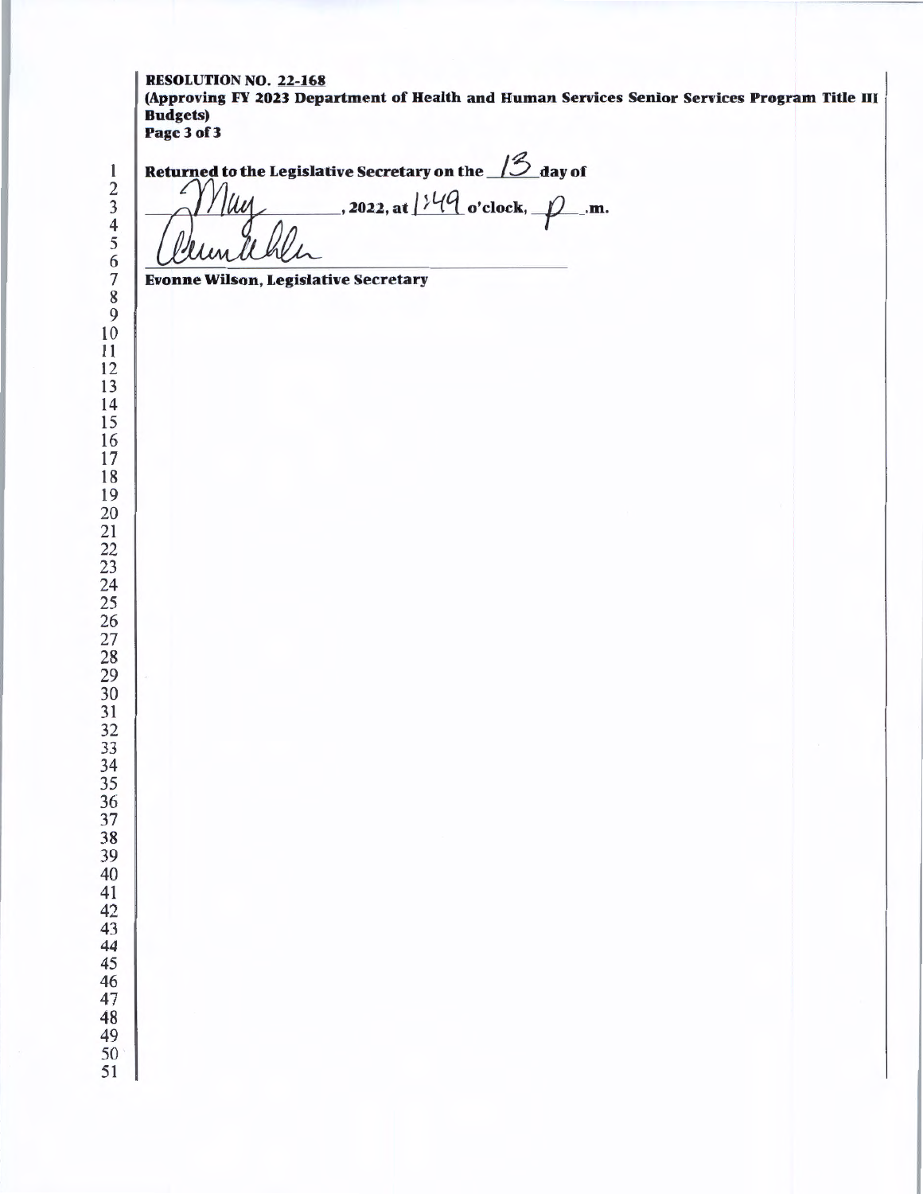**RESOLUTION NO. 22-168**
**(Approving FY 2023 Department of Health and Human Services Senior Services Program Title III Budgets)**

**Returned to the Legislative Secretary on the** 13 **day of** May**, 2022, at** 1:49 **o'clock,** p **.m.**

**Evonne Wilson, Legislative Secretary**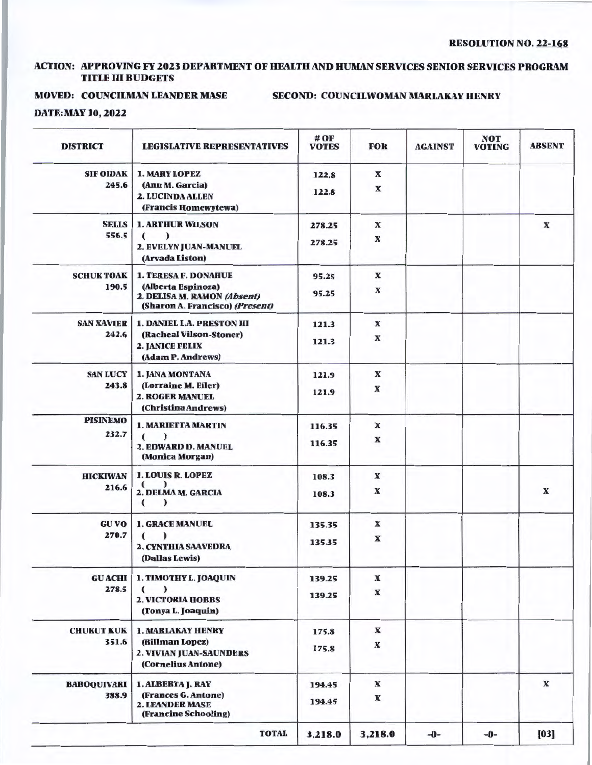**RESOLUTION NO. 22-168**

**ACTION: APPROVING FY 2023 DEPARTMENT OF HEALTH AND HUMAN SERVICES SENIOR SERVICES PROGRAM TITLE III BUDGETS**

**MOVED: COUNCILMAN LEANDER MASE** **SECOND: COUNCILWOMAN MARLAKAY HENRY**

**DATE: MAY 10, 2022**

| DISTRICT | LEGISLATIVE REPRESENTATIVES | # OF VOTES | FOR | AGAINST | NOT VOTING | ABSENT |
|---|---|---|---|---|---|---|
| **SIF OIDAK** 245.6 | **1. MARY LOPEZ** (Ann M. Garcia) | 122.8 | X | | | |
| | **2. LUCINDA ALLEN** (Francis Homewytewa) | 122.8 | X | | | |
| **SELLS** 556.5 | **1. ARTHUR WILSON** ( ) | 278.25 | X | | | X |
| | **2. EVELYN JUAN-MANUEL** (Arvada Liston) | 278.25 | X | | | |
| **SCHUK TOAK** 190.5 | **1. TERESA F. DONAHUE** (Alberta Espinoza) | 95.25 | X | | | |
| | **2. DELISA M. RAMON** *(Absent)* (Sharon A. Francisco) *(Present)* | 95.25 | X | | | |
| **SAN XAVIER** 242.6 | **1. DANIEL L.A. PRESTON III** (Racheal Vilson-Stoner) | 121.3 | X | | | |
| | **2. JANICE FELIX** (Adam P. Andrews) | 121.3 | X | | | |
| **SAN LUCY** 243.8 | **1. JANA MONTANA** (Lorraine M. Eiler) | 121.9 | X | | | |
| | **2. ROGER MANUEL** (Christina Andrews) | 121.9 | X | | | |
| **PISINEMO** 232.7 | **1. MARIETTA MARTIN** ( ) | 116.35 | X | | | |
| | **2. EDWARD D. MANUEL** (Monica Morgan) | 116.35 | X | | | |
| **HICKIWAN** 216.6 | **1. LOUIS R. LOPEZ** ( ) | 108.3 | X | | | |
| | **2. DELMA M. GARCIA** ( ) | 108.3 | X | | | X |
| **GU VO** 270.7 | **1. GRACE MANUEL** ( ) | 135.35 | X | | | |
| | **2. CYNTHIA SAAVEDRA** (Dallas Lewis) | 135.35 | X | | | |
| **GU ACHI** 278.5 | **1. TIMOTHY L. JOAQUIN** ( ) | 139.25 | X | | | |
| | **2. VICTORIA HOBBS** (Tonya L. Joaquin) | 139.25 | X | | | |
| **CHUKUT KUK** 351.6 | **1. MARLAKAY HENRY** (Billman Lopez) | 175.8 | X | | | |
| | **2. VIVIAN JUAN-SAUNDERS** (Cornelius Antone) | 175.8 | X | | | |
| **BABOQUIVARI** 388.9 | **1. ALBERTA J. RAY** (Frances G. Antone) | 194.45 | X | | | X |
| | **2. LEANDER MASE** (Francine Schooling) | 194.45 | X | | | |
| | **TOTAL** | **3,218.0** | **3,218.0** | **-0-** | **-0-** | **[03]** |